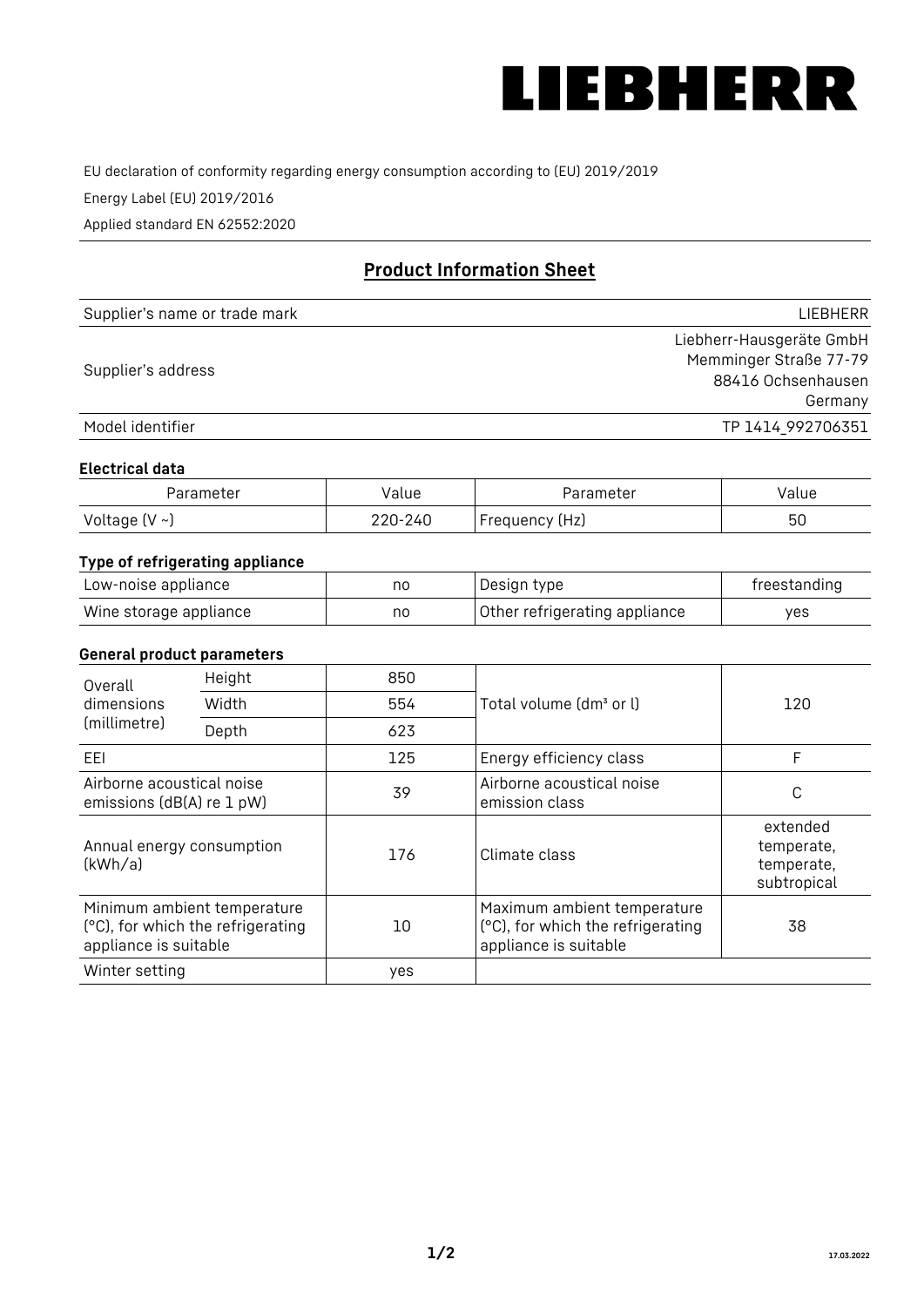LIEBHERR

EU declaration of conformity regarding energy consumption according to (EU) 2019/2019

Energy Label (EU) 2019/2016

Applied standard EN 62552:2020

## Product Information Sheet

| | |
|---|---|
| Supplier's name or trade mark | LIEBHERR |
| Supplier's address | Liebherr-Hausgeräte GmbH<br>Memminger Straße 77-79<br>88416 Ochsenhausen<br>Germany |
| Model identifier | TP 1414_992706351 |

### Electrical data

| Parameter | Value | Parameter | Value |
|---|---|---|---|
| Voltage (V ~) | 220-240 | Frequency (Hz) | 50 |

### Type of refrigerating appliance

| | | | |
|---|---|---|---|
| Low-noise appliance | no | Design type | freestanding |
| Wine storage appliance | no | Other refrigerating appliance | yes |

### General product parameters

| | | | | |
|---|---|---|---|---|
| Overall dimensions (millimetre) | Height | 850 | Total volume (dm³ or l) | 120 |
| | Width | 554 | | |
| | Depth | 623 | | |
| EEI | | 125 | Energy efficiency class | F |
| Airborne acoustical noise emissions (dB(A) re 1 pW) | | 39 | Airborne acoustical noise emission class | C |
| Annual energy consumption (kWh/a) | | 176 | Climate class | extended temperate, temperate, subtropical |
| Minimum ambient temperature (°C), for which the refrigerating appliance is suitable | | 10 | Maximum ambient temperature (°C), for which the refrigerating appliance is suitable | 38 |
| Winter setting | | yes | | |

17.03.2022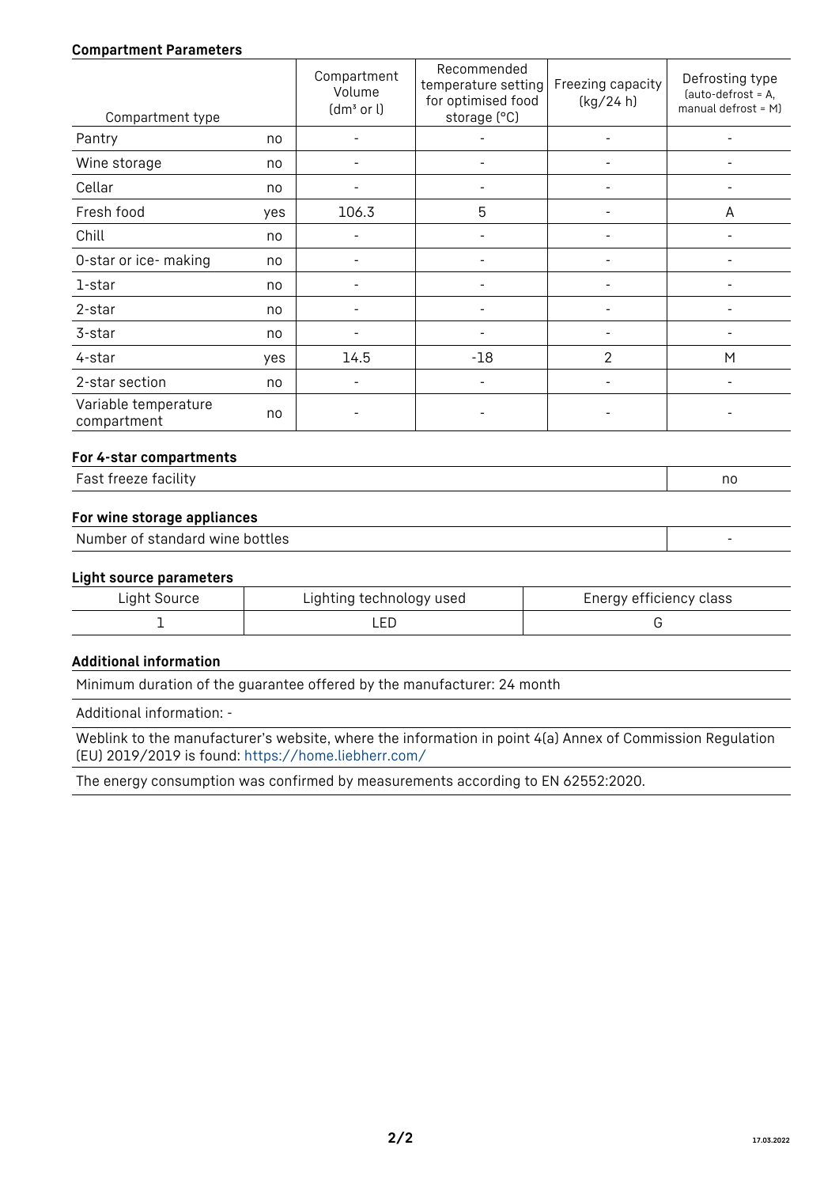**Compartment Parameters**

| Compartment type | | Compartment Volume (dm³ or l) | Recommended temperature setting for optimised food storage (°C) | Freezing capacity (kg/24 h) | Defrosting type (auto-defrost = A, manual defrost = M) |
|---|---|---|---|---|---|
| Pantry | no | - | - | - | - |
| Wine storage | no | - | - | - | - |
| Cellar | no | - | - | - | - |
| Fresh food | yes | 106.3 | 5 | - | A |
| Chill | no | - | - | - | - |
| 0-star or ice- making | no | - | - | - | - |
| 1-star | no | - | - | - | - |
| 2-star | no | - | - | - | - |
| 3-star | no | - | - | - | - |
| 4-star | yes | 14.5 | -18 | 2 | M |
| 2-star section | no | - | - | - | - |
| Variable temperature compartment | no | - | - | - | - |

**For 4-star compartments**

| | |
|---|---|
| Fast freeze facility | no |

**For wine storage appliances**

| | |
|---|---|
| Number of standard wine bottles | - |

**Light source parameters**

| Light Source | Lighting technology used | Energy efficiency class |
|---|---|---|
| 1 | LED | G |

**Additional information**

Minimum duration of the guarantee offered by the manufacturer: 24 month

Additional information: -

Weblink to the manufacturer's website, where the information in point 4(a) Annex of Commission Regulation (EU) 2019/2019 is found: https://home.liebherr.com/

The energy consumption was confirmed by measurements according to EN 62552:2020.

17.03.2022